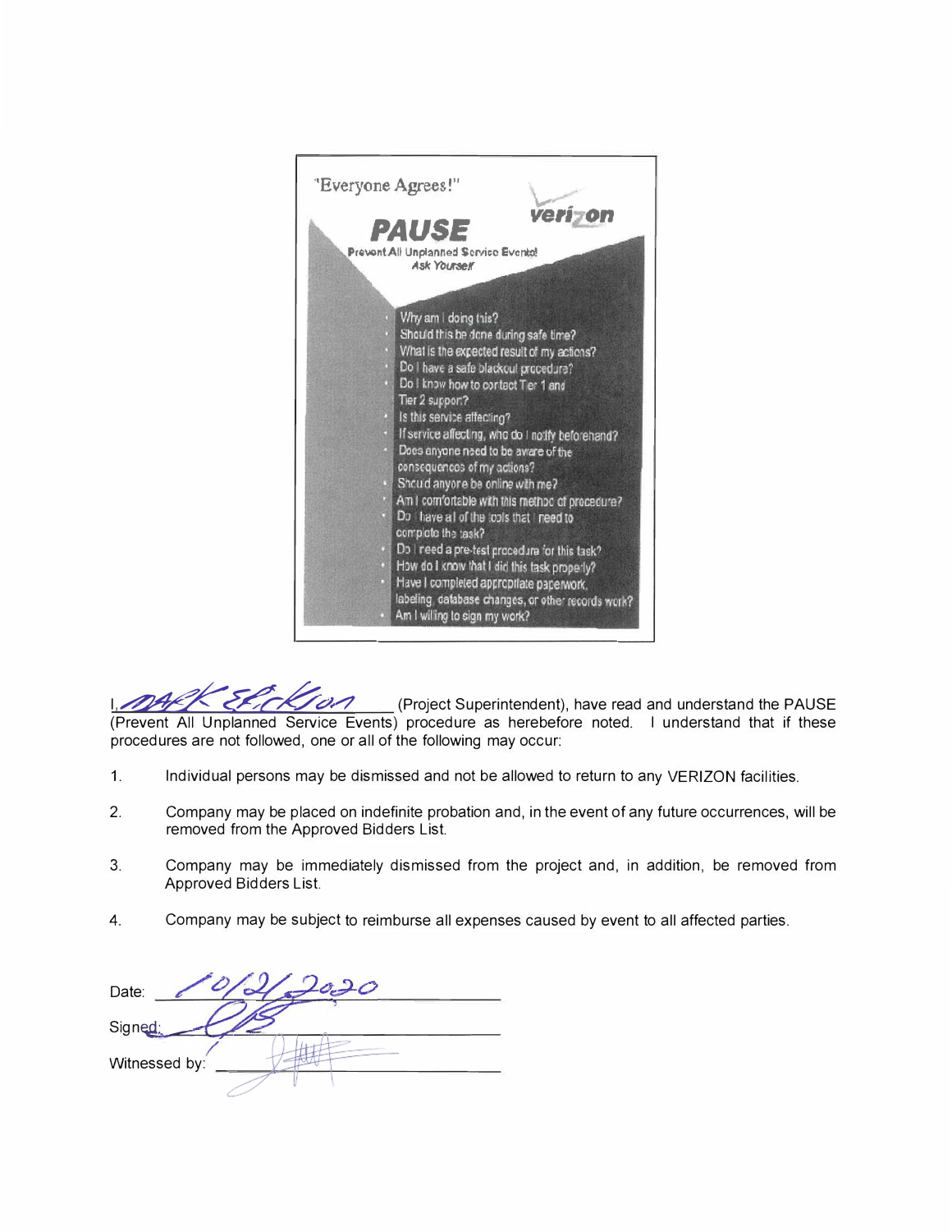"Everyone Agrees!"

verizon

# PAUSE

**Prevent All Unplanned Service Events!**

*Ask Yourself*

- Why am I doing this?
- Should this be done during safe time?
- What is the expected result of my actions?
- Do I have a safe blackout procedure?
- Do I know how to contact Tier 1 and Tier 2 support?
- Is this service affecting?
- If service affecting, who do I notify beforehand?
- Does anyone need to be aware of the consequences of my actions?
- Should anyone be online with me?
- Am I comfortable with this method of procedure?
- Do I have all of the tools that I need to complete the task?
- Do I need a pre-test procedure for this task?
- How do I know that I did this task properly?
- Have I completed appropriate paperwork, labeling, database changes, or other records work?
- Am I willing to sign my work?

I, Mark Erickson (Project Superintendent), have read and understand the PAUSE (Prevent All Unplanned Service Events) procedure as herebefore noted. I understand that if these procedures are not followed, one or all of the following may occur:

1. Individual persons may be dismissed and not be allowed to return to any VERIZON facilities.
2. Company may be placed on indefinite probation and, in the event of any future occurrences, will be removed from the Approved Bidders List.
3. Company may be immediately dismissed from the project and, in addition, be removed from Approved Bidders List.
4. Company may be subject to reimburse all expenses caused by event to all affected parties.

Date: 10/2/2020

Signed: [signature]

Witnessed by: [signature]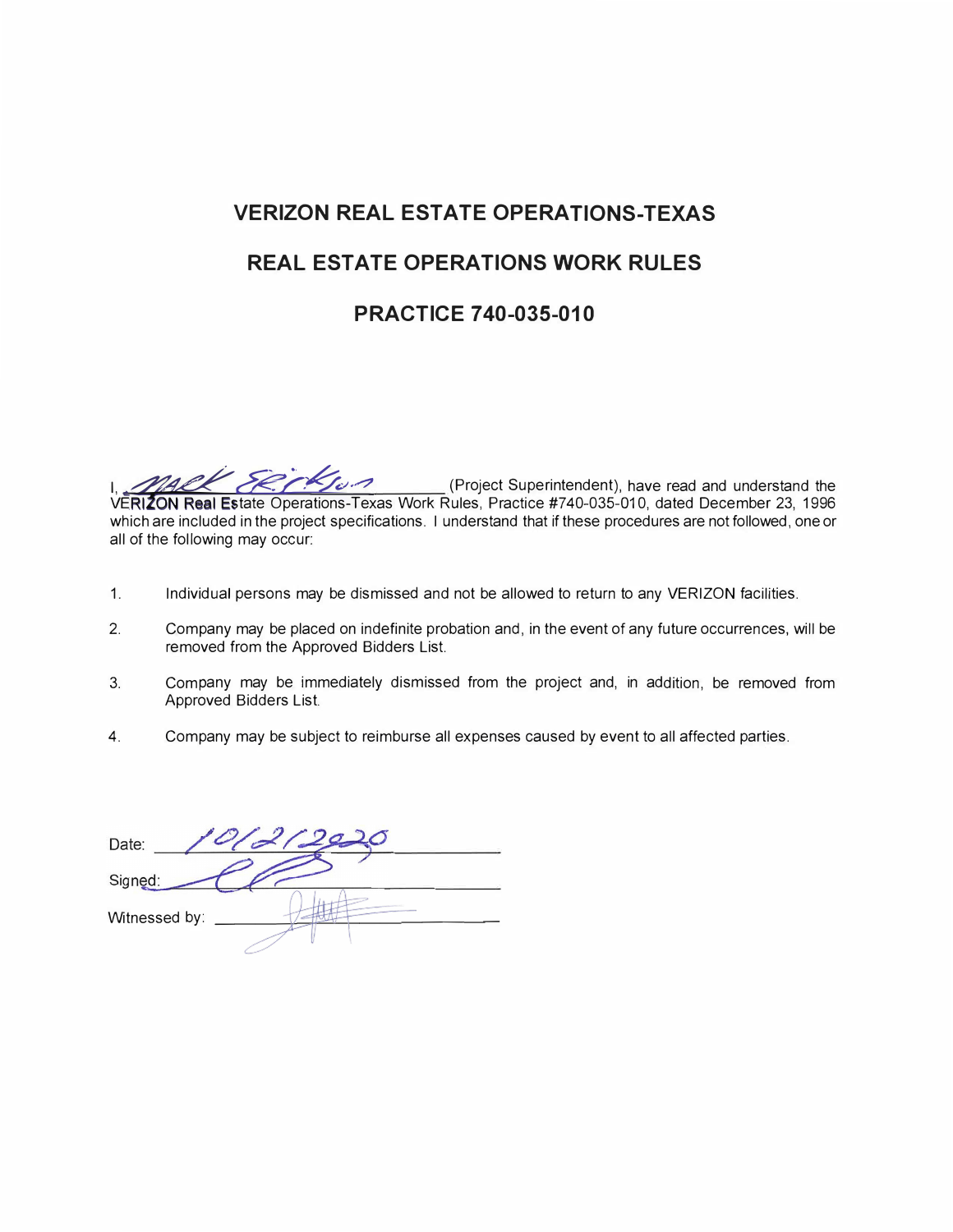# VERIZON REAL ESTATE OPERATIONS-TEXAS

## REAL ESTATE OPERATIONS WORK RULES

## PRACTICE 740-035-010

I, Mark Erickson (Project Superintendent), have read and understand the VERIZON Real Estate Operations-Texas Work Rules, Practice #740-035-010, dated December 23, 1996 which are included in the project specifications. I understand that if these procedures are not followed, one or all of the following may occur:

1. Individual persons may be dismissed and not be allowed to return to any VERIZON facilities.
2. Company may be placed on indefinite probation and, in the event of any future occurrences, will be removed from the Approved Bidders List.
3. Company may be immediately dismissed from the project and, in addition, be removed from Approved Bidders List.
4. Company may be subject to reimburse all expenses caused by event to all affected parties.

Date: 10/2/2020

Signed: [signature]

Witnessed by: [signature]